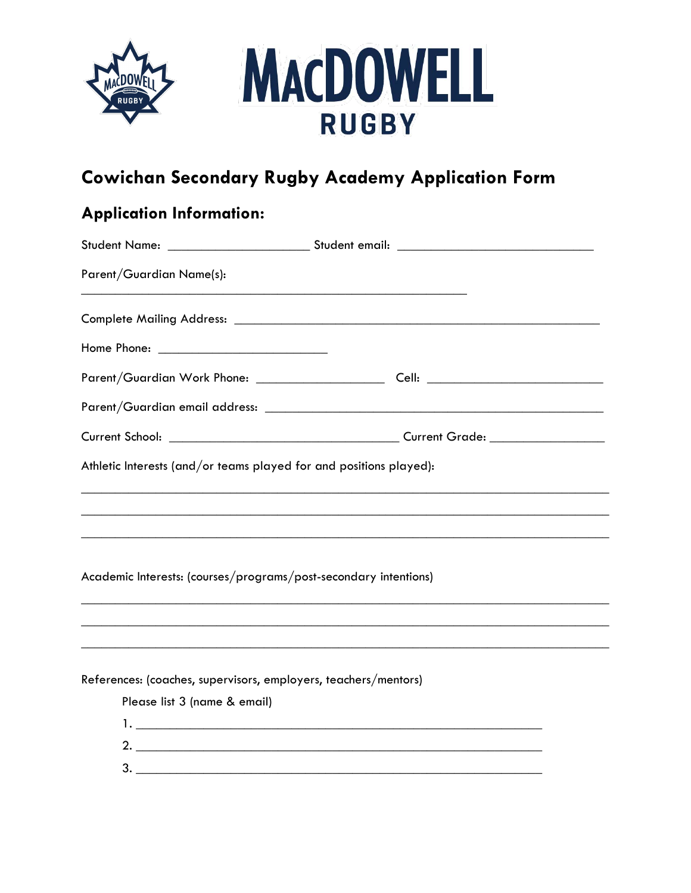MACDOWELL RUGBY

# Cowichan Secondary Rugby Academy Application Form

## Application Information:

Student Name: ______________________ Student email: ______________________________

Parent/Guardian Name(s):
___________________________________________________________

Complete Mailing Address: ________________________________________________________

Home Phone: __________________________

Parent/Guardian Work Phone: ____________________ Cell: ___________________________

Parent/Guardian email address: ___________________________________________________

Current School: ___________________________________ Current Grade: _________________

Athletic Interests (and/or teams played for and positions played):

_________________________________________________________________________________

_________________________________________________________________________________

_________________________________________________________________________________

Academic Interests: (courses/programs/post-secondary intentions)

_________________________________________________________________________________

_________________________________________________________________________________

_________________________________________________________________________________

References: (coaches, supervisors, employers, teachers/mentors)

Please list 3 (name & email)

1. ______________________________________________________________
2. ______________________________________________________________
3. ______________________________________________________________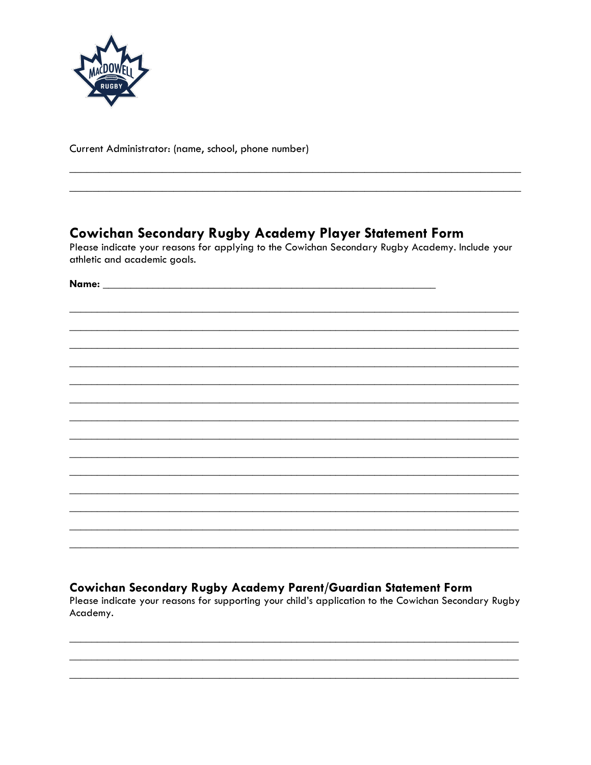Current Administrator: (name, school, phone number)

_______________________________________________________________________________

_______________________________________________________________________________

## Cowichan Secondary Rugby Academy Player Statement Form

Please indicate your reasons for applying to the Cowichan Secondary Rugby Academy. Include your athletic and academic goals.

**Name:** ___________________________________________________________

_______________________________________________________________________________

_______________________________________________________________________________

_______________________________________________________________________________

_______________________________________________________________________________

_______________________________________________________________________________

_______________________________________________________________________________

_______________________________________________________________________________

_______________________________________________________________________________

_______________________________________________________________________________

_______________________________________________________________________________

_______________________________________________________________________________

_______________________________________________________________________________

_______________________________________________________________________________

_______________________________________________________________________________

## Cowichan Secondary Rugby Academy Parent/Guardian Statement Form

Please indicate your reasons for supporting your child's application to the Cowichan Secondary Rugby Academy.

_______________________________________________________________________________

_______________________________________________________________________________

_______________________________________________________________________________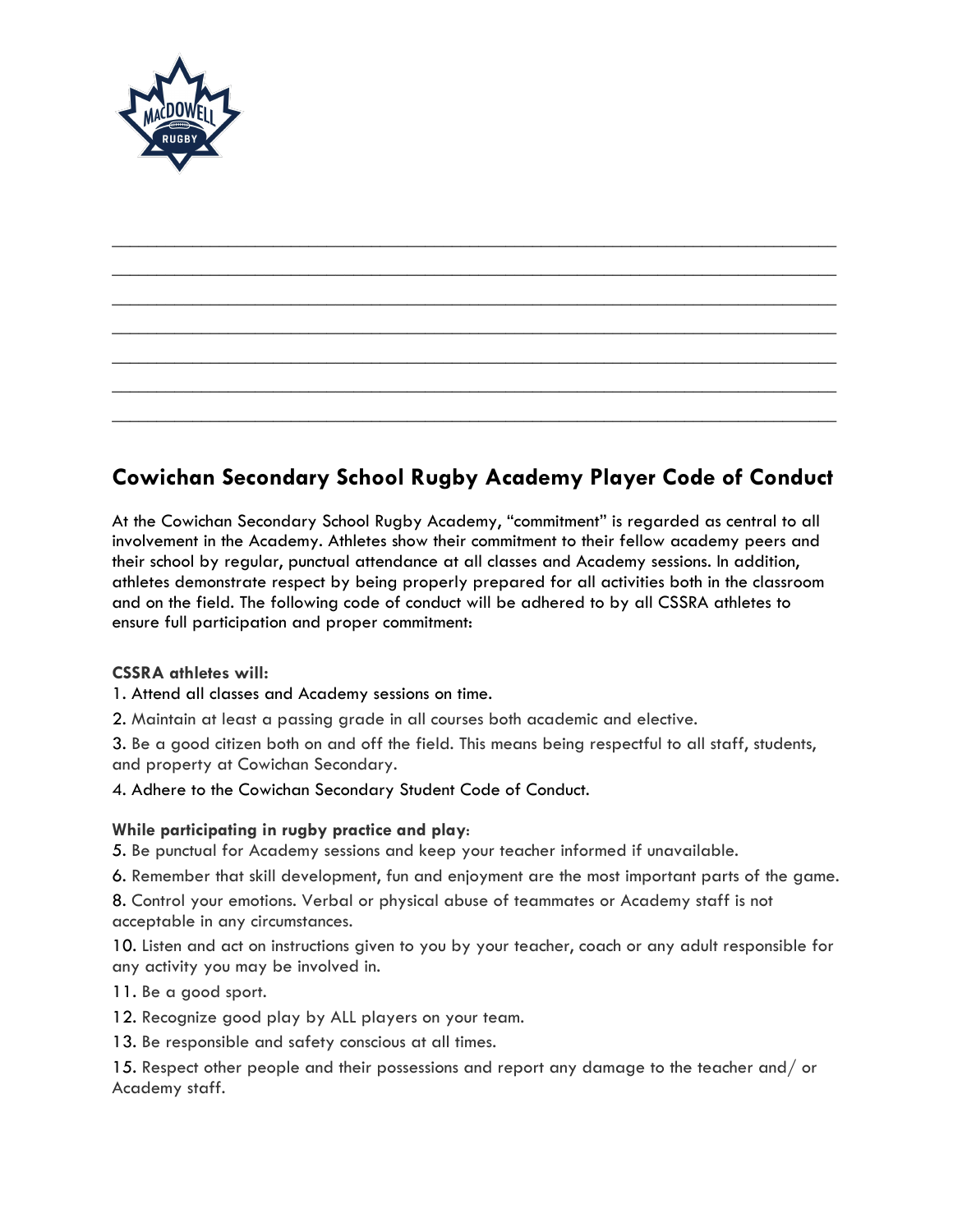## Cowichan Secondary School Rugby Academy Player Code of Conduct

At the Cowichan Secondary School Rugby Academy, "commitment" is regarded as central to all involvement in the Academy. Athletes show their commitment to their fellow academy peers and their school by regular, punctual attendance at all classes and Academy sessions. In addition, athletes demonstrate respect by being properly prepared for all activities both in the classroom and on the field. The following code of conduct will be adhered to by all CSSRA athletes to ensure full participation and proper commitment:

**CSSRA athletes will:**

1. Attend all classes and Academy sessions on time.

2. Maintain at least a passing grade in all courses both academic and elective.

3. Be a good citizen both on and off the field. This means being respectful to all staff, students, and property at Cowichan Secondary.

4. Adhere to the Cowichan Secondary Student Code of Conduct.

**While participating in rugby practice and play**:

5. Be punctual for Academy sessions and keep your teacher informed if unavailable.

6. Remember that skill development, fun and enjoyment are the most important parts of the game.

8. Control your emotions. Verbal or physical abuse of teammates or Academy staff is not acceptable in any circumstances.

10. Listen and act on instructions given to you by your teacher, coach or any adult responsible for any activity you may be involved in.

11. Be a good sport.

12. Recognize good play by ALL players on your team.

13. Be responsible and safety conscious at all times.

15. Respect other people and their possessions and report any damage to the teacher and/ or Academy staff.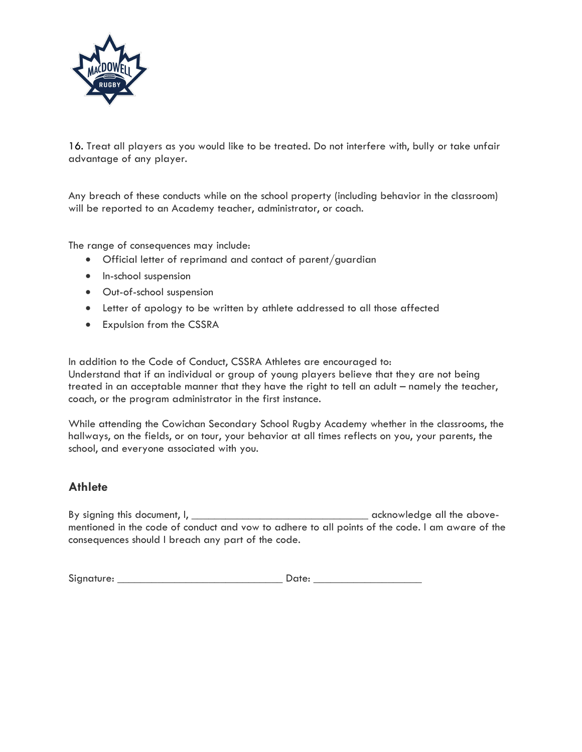16. Treat all players as you would like to be treated. Do not interfere with, bully or take unfair advantage of any player.

Any breach of these conducts while on the school property (including behavior in the classroom) will be reported to an Academy teacher, administrator, or coach.

The range of consequences may include:

- Official letter of reprimand and contact of parent/guardian
- In-school suspension
- Out-of-school suspension
- Letter of apology to be written by athlete addressed to all those affected
- Expulsion from the CSSRA

In addition to the Code of Conduct, CSSRA Athletes are encouraged to:
Understand that if an individual or group of young players believe that they are not being treated in an acceptable manner that they have the right to tell an adult – namely the teacher, coach, or the program administrator in the first instance.

While attending the Cowichan Secondary School Rugby Academy whether in the classrooms, the hallways, on the fields, or on tour, your behavior at all times reflects on you, your parents, the school, and everyone associated with you.

## Athlete

By signing this document, I, ________________________________ acknowledge all the above-mentioned in the code of conduct and vow to adhere to all points of the code. I am aware of the consequences should I breach any part of the code.

Signature: ______________________________ Date: ___________________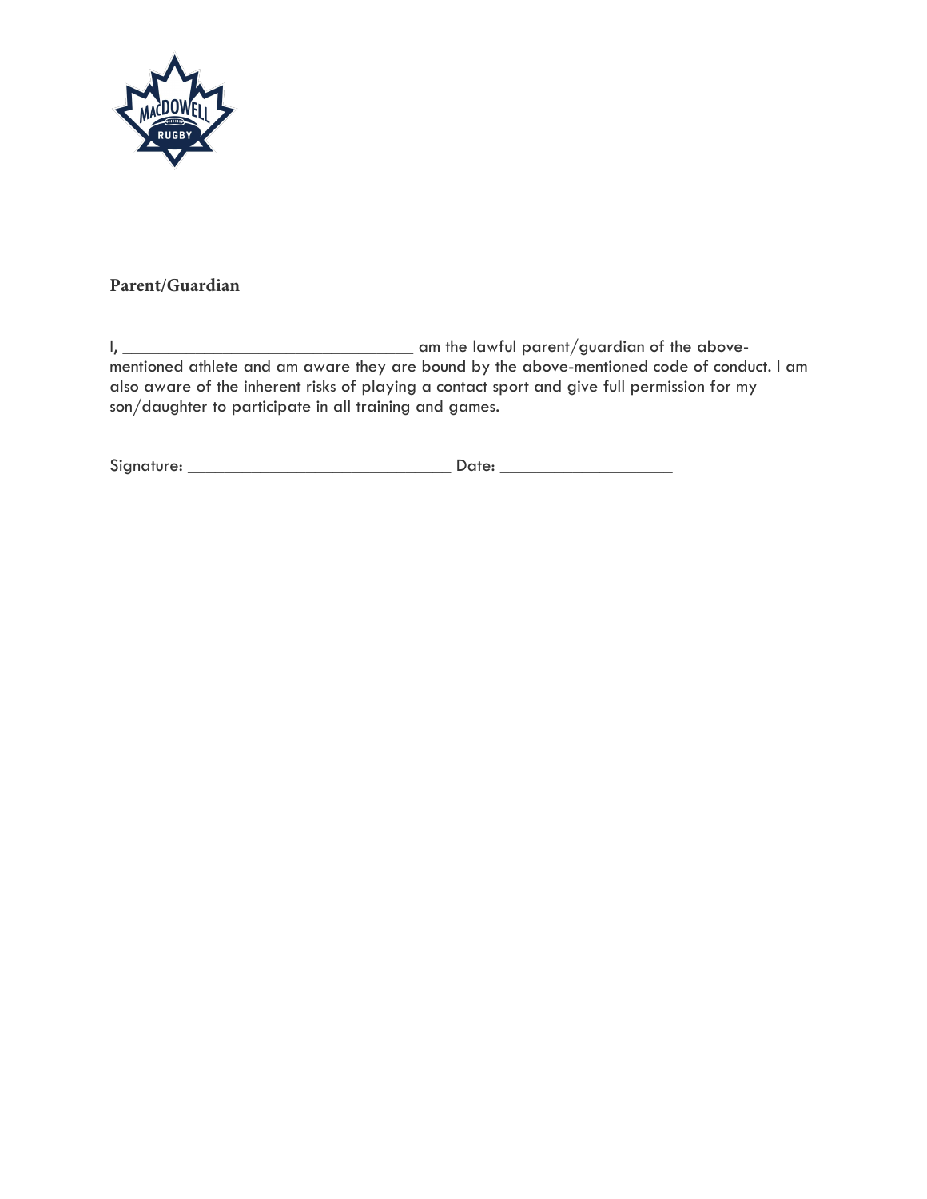## Parent/Guardian

I, _______________________________ am the lawful parent/guardian of the above-mentioned athlete and am aware they are bound by the above-mentioned code of conduct. I am also aware of the inherent risks of playing a contact sport and give full permission for my son/daughter to participate in all training and games.

Signature: ____________________________ Date: __________________